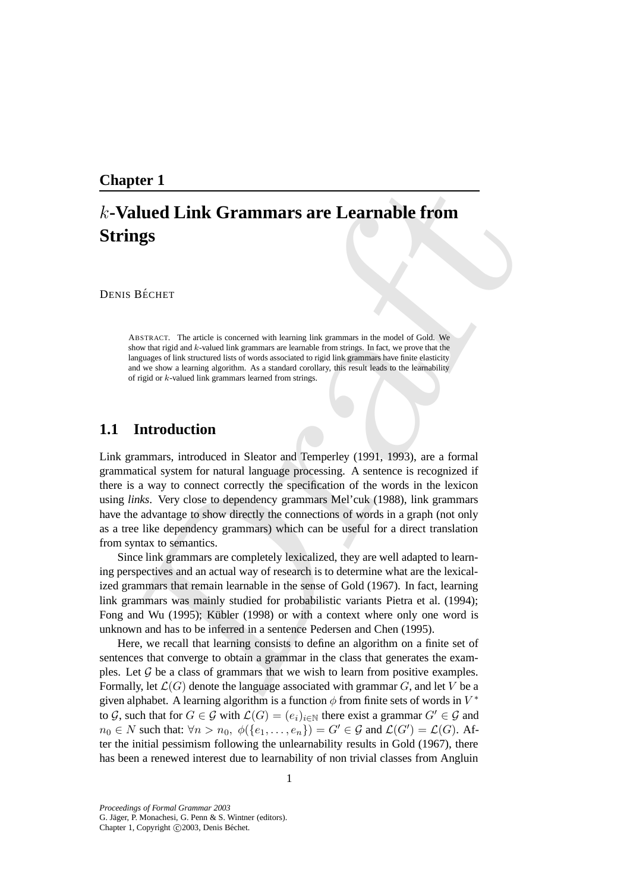## Chapter 1

# $k$-Valued Link Grammars are Learnable from Strings

DENIS BÉCHET

ABSTRACT. The article is concerned with learning link grammars in the model of Gold. We show that rigid and $k$-valued link grammars are learnable from strings. In fact, we prove that the languages of link structured lists of words associated to rigid link grammars have finite elasticity and we show a learning algorithm. As a standard corollary, this result leads to the learnability of rigid or $k$-valued link grammars learned from strings.

## 1.1 Introduction

Link grammars, introduced in Sleator and Temperley (1991, 1993), are a formal grammatical system for natural language processing. A sentence is recognized if there is a way to connect correctly the specification of the words in the lexicon using *links*. Very close to dependency grammars Mel'cuk (1988), link grammars have the advantage to show directly the connections of words in a graph (not only as a tree like dependency grammars) which can be useful for a direct translation from syntax to semantics.

Since link grammars are completely lexicalized, they are well adapted to learning perspectives and an actual way of research is to determine what are the lexicalized grammars that remain learnable in the sense of Gold (1967). In fact, learning link grammars was mainly studied for probabilistic variants Pietra et al. (1994); Fong and Wu (1995); Kübler (1998) or with a context where only one word is unknown and has to be inferred in a sentence Pedersen and Chen (1995).

Here, we recall that learning consists to define an algorithm on a finite set of sentences that converge to obtain a grammar in the class that generates the examples. Let $\mathcal{G}$ be a class of grammars that we wish to learn from positive examples. Formally, let $\mathcal{L}(G)$ denote the language associated with grammar $G$, and let $V$ be a given alphabet. A learning algorithm is a function $\phi$ from finite sets of words in $V^*$ to $\mathcal{G}$, such that for $G \in \mathcal{G}$ with $\mathcal{L}(G) = (e_i)_{i \in \mathbb{N}}$ there exist a grammar $G' \in \mathcal{G}$ and $n_0 \in N$ such that: $\forall n > n_0,\ \phi(\{e_1, \ldots, e_n\}) = G' \in \mathcal{G}$ and $\mathcal{L}(G') = \mathcal{L}(G)$. After the initial pessimism following the unlearnability results in Gold (1967), there has been a renewed interest due to learnability of non trivial classes from Angluin

*Proceedings of Formal Grammar 2003*
G. Jäger, P. Monachesi, G. Penn & S. Wintner (editors).
Chapter 1, Copyright ©2003, Denis Béchet.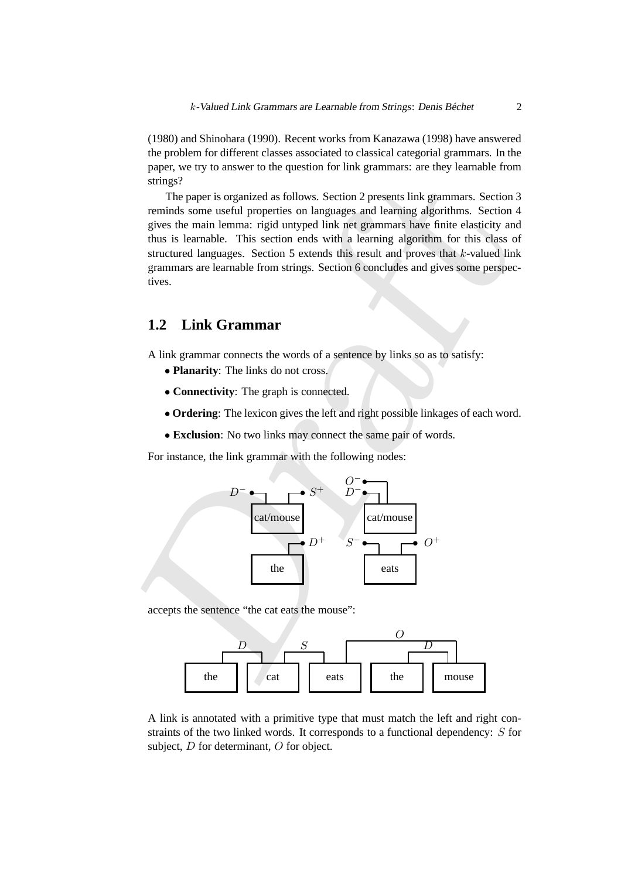(1980) and Shinohara (1990). Recent works from Kanazawa (1998) have answered the problem for different classes associated to classical categorial grammars. In the paper, we try to answer to the question for link grammars: are they learnable from strings?

The paper is organized as follows. Section 2 presents link grammars. Section 3 reminds some useful properties on languages and learning algorithms. Section 4 gives the main lemma: rigid untyped link net grammars have finite elasticity and thus is learnable. This section ends with a learning algorithm for this class of structured languages. Section 5 extends this result and proves that $k$-valued link grammars are learnable from strings. Section 6 concludes and gives some perspectives.

## 1.2 Link Grammar

A link grammar connects the words of a sentence by links so as to satisfy:

- **Planarity**: The links do not cross.
- **Connectivity**: The graph is connected.
- **Ordering**: The lexicon gives the left and right possible linkages of each word.
- **Exclusion**: No two links may connect the same pair of words.

For instance, the link grammar with the following nodes:

- cat/mouse: $D^-$, $S^+$
- cat/mouse: $O^-$, $D^-$
- the: $D^+$
- eats: $S^-$, $O^+$

accepts the sentence "the cat eats the mouse":

the —$D$— cat —$S$— eats —$O$— mouse; the —$D$— mouse

A link is annotated with a primitive type that must match the left and right constraints of the two linked words. It corresponds to a functional dependency: $S$ for subject, $D$ for determinant, $O$ for object.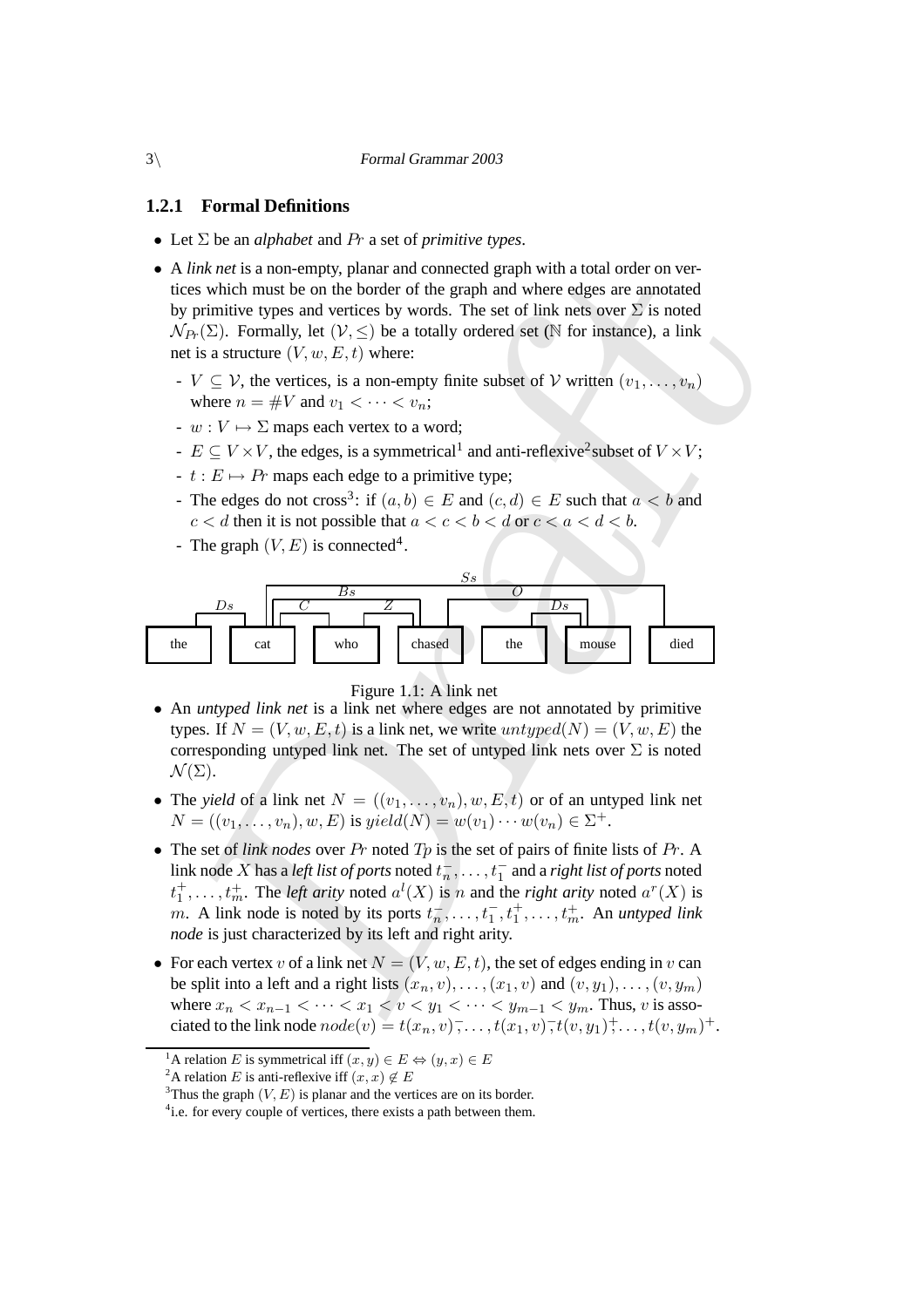### 1.2.1 Formal Definitions

- Let $\Sigma$ be an *alphabet* and $Pr$ a set of *primitive types*.
- A *link net* is a non-empty, planar and connected graph with a total order on vertices which must be on the border of the graph and where edges are annotated by primitive types and vertices by words. The set of link nets over $\Sigma$ is noted $\mathcal{N}_{Pr}(\Sigma)$. Formally, let $(\mathcal{V}, \leq)$ be a totally ordered set ($\mathbb{N}$ for instance), a link net is a structure $(V, w, E, t)$ where:
  - $V \subseteq \mathcal{V}$, the vertices, is a non-empty finite subset of $\mathcal{V}$ written $(v_1, \ldots, v_n)$ where $n = \#V$ and $v_1 < \cdots < v_n$;
  - $w : V \mapsto \Sigma$ maps each vertex to a word;
  - $E \subseteq V \times V$, the edges, is a symmetrical[1] and anti-reflexive[2] subset of $V \times V$;
  - $t : E \mapsto Pr$ maps each edge to a primitive type;
  - The edges do not cross[3]: if $(a, b) \in E$ and $(c, d) \in E$ such that $a < b$ and $c < d$ then it is not possible that $a < c < b < d$ or $c < a < d < b$.
  - The graph $(V, E)$ is connected[4].

Figure 1.1: A link net

- An *untyped link net* is a link net where edges are not annotated by primitive types. If $N = (V, w, E, t)$ is a link net, we write $untyped(N) = (V, w, E)$ the corresponding untyped link net. The set of untyped link nets over $\Sigma$ is noted $\mathcal{N}(\Sigma)$.
- The *yield* of a link net $N = ((v_1, \ldots, v_n), w, E, t)$ or of an untyped link net $N = ((v_1, \ldots, v_n), w, E)$ is $yield(N) = w(v_1) \cdots w(v_n) \in \Sigma^+$.
- The set of *link nodes* over $Pr$ noted $Tp$ is the set of pairs of finite lists of $Pr$. A link node $X$ has a *left list of ports* noted $t_n^-, \ldots, t_1^-$ and a *right list of ports* noted $t_1^+, \ldots, t_m^+$. The *left arity* noted $a^l(X)$ is $n$ and the *right arity* noted $a^r(X)$ is $m$. A link node is noted by its ports $t_n^-, \ldots, t_1^-, t_1^+, \ldots, t_m^+$. An *untyped link node* is just characterized by its left and right arity.
- For each vertex $v$ of a link net $N = (V, w, E, t)$, the set of edges ending in $v$ can be split into a left and a right lists $(x_n, v), \ldots, (x_1, v)$ and $(v, y_1), \ldots, (v, y_m)$ where $x_n < x_{n-1} < \cdots < x_1 < v < y_1 < \cdots < y_{m-1} < y_m$. Thus, $v$ is associated to the link node $node(v) = t(x_n, v)^-, \ldots, t(x_1, v)^-, t(v, y_1)^+, \ldots, t(v, y_m)^+$.

[1] A relation $E$ is symmetrical iff $(x, y) \in E \Leftrightarrow (y, x) \in E$

[2] A relation $E$ is anti-reflexive iff $(x, x) \notin E$

[3] Thus the graph $(V, E)$ is planar and the vertices are on its border.

[4] i.e. for every couple of vertices, there exists a path between them.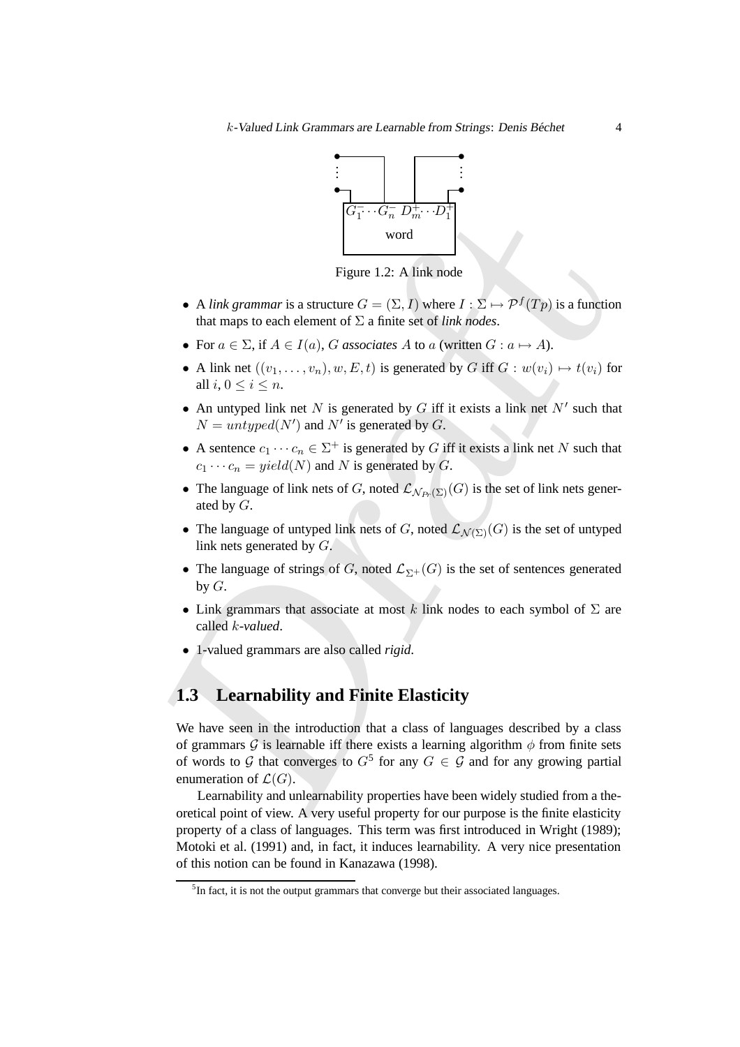Figure 1.2: A link node

- A *link grammar* is a structure $G = (\Sigma, I)$ where $I : \Sigma \mapsto \mathcal{P}^f(Tp)$ is a function that maps to each element of $\Sigma$ a finite set of *link nodes*.
- For $a \in \Sigma$, if $A \in I(a)$, $G$ *associates* $A$ to $a$ (written $G : a \mapsto A$).
- A link net $((v_1, \ldots, v_n), w, E, t)$ is generated by $G$ iff $G : w(v_i) \mapsto t(v_i)$ for all $i$, $0 \leq i \leq n$.
- An untyped link net $N$ is generated by $G$ iff it exists a link net $N'$ such that $N = untyped(N')$ and $N'$ is generated by $G$.
- A sentence $c_1 \cdots c_n \in \Sigma^+$ is generated by $G$ iff it exists a link net $N$ such that $c_1 \cdots c_n = yield(N)$ and $N$ is generated by $G$.
- The language of link nets of $G$, noted $\mathcal{L}_{\mathcal{N}_{Pr}(\Sigma)}(G)$ is the set of link nets generated by $G$.
- The language of untyped link nets of $G$, noted $\mathcal{L}_{\mathcal{N}(\Sigma)}(G)$ is the set of untyped link nets generated by $G$.
- The language of strings of $G$, noted $\mathcal{L}_{\Sigma^+}(G)$ is the set of sentences generated by $G$.
- Link grammars that associate at most $k$ link nodes to each symbol of $\Sigma$ are called $k$*-valued*.
- $1$-valued grammars are also called *rigid*.

## 1.3 Learnability and Finite Elasticity

We have seen in the introduction that a class of languages described by a class of grammars $\mathcal{G}$ is learnable iff there exists a learning algorithm $\phi$ from finite sets of words to $\mathcal{G}$ that converges to $G$[5] for any $G \in \mathcal{G}$ and for any growing partial enumeration of $\mathcal{L}(G)$.

Learnability and unlearnability properties have been widely studied from a theoretical point of view. A very useful property for our purpose is the finite elasticity property of a class of languages. This term was first introduced in Wright (1989); Motoki et al. (1991) and, in fact, it induces learnability. A very nice presentation of this notion can be found in Kanazawa (1998).

[5] In fact, it is not the output grammars that converge but their associated languages.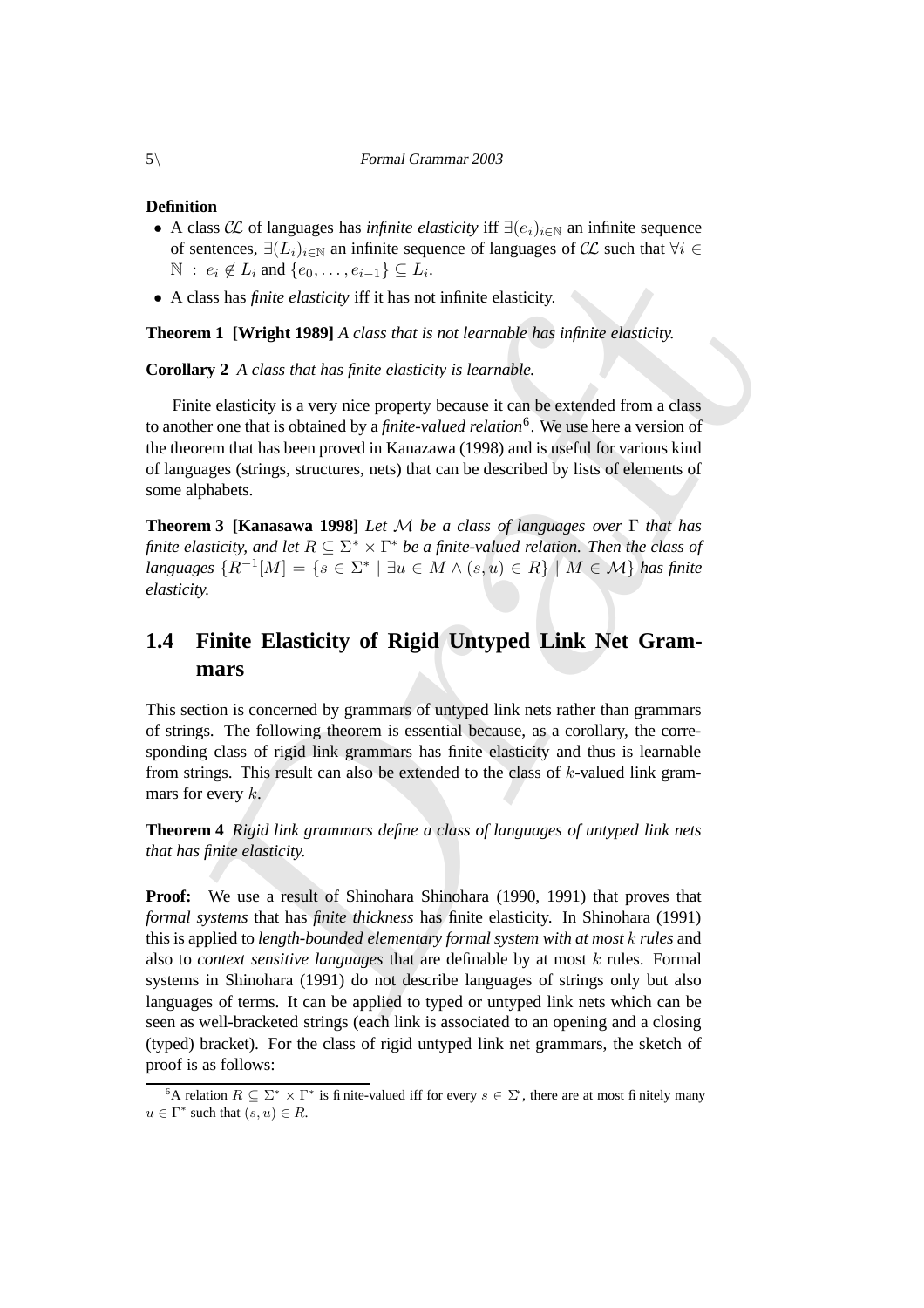**Definition**

- A class $\mathcal{CL}$ of languages has *infinite elasticity* iff $\exists (e_i)_{i \in \mathbb{N}}$ an infinite sequence of sentences, $\exists (L_i)_{i \in \mathbb{N}}$ an infinite sequence of languages of $\mathcal{CL}$ such that $\forall i \in \mathbb{N} \,:\, e_i \notin L_i$ and $\{e_0, \ldots, e_{i-1}\} \subseteq L_i$.
- A class has *finite elasticity* iff it has not infinite elasticity.

**Theorem 1 [Wright 1989]** *A class that is not learnable has infinite elasticity.*

**Corollary 2** *A class that has finite elasticity is learnable.*

Finite elasticity is a very nice property because it can be extended from a class to another one that is obtained by a *finite-valued relation*[6]. We use here a version of the theorem that has been proved in Kanazawa (1998) and is useful for various kind of languages (strings, structures, nets) that can be described by lists of elements of some alphabets.

**Theorem 3 [Kanasawa 1998]** *Let $\mathcal{M}$ be a class of languages over $\Gamma$ that has finite elasticity, and let $R \subseteq \Sigma^* \times \Gamma^*$ be a finite-valued relation. Then the class of languages $\{R^{-1}[M] = \{s \in \Sigma^* \mid \exists u \in M \wedge (s, u) \in R\} \mid M \in \mathcal{M}\}$ has finite elasticity.*

## 1.4 Finite Elasticity of Rigid Untyped Link Net Grammars

This section is concerned by grammars of untyped link nets rather than grammars of strings. The following theorem is essential because, as a corollary, the corresponding class of rigid link grammars has finite elasticity and thus is learnable from strings. This result can also be extended to the class of $k$-valued link grammars for every $k$.

**Theorem 4** *Rigid link grammars define a class of languages of untyped link nets that has finite elasticity.*

**Proof:** We use a result of Shinohara Shinohara (1990, 1991) that proves that *formal systems* that has *finite thickness* has finite elasticity. In Shinohara (1991) this is applied to *length-bounded elementary formal system with at most $k$ rules* and also to *context sensitive languages* that are definable by at most $k$ rules. Formal systems in Shinohara (1991) do not describe languages of strings only but also languages of terms. It can be applied to typed or untyped link nets which can be seen as well-bracketed strings (each link is associated to an opening and a closing (typed) bracket). For the class of rigid untyped link net grammars, the sketch of proof is as follows:

[6] A relation $R \subseteq \Sigma^* \times \Gamma^*$ is finite-valued iff for every $s \in \Sigma^*$, there are at most finitely many $u \in \Gamma^*$ such that $(s, u) \in R$.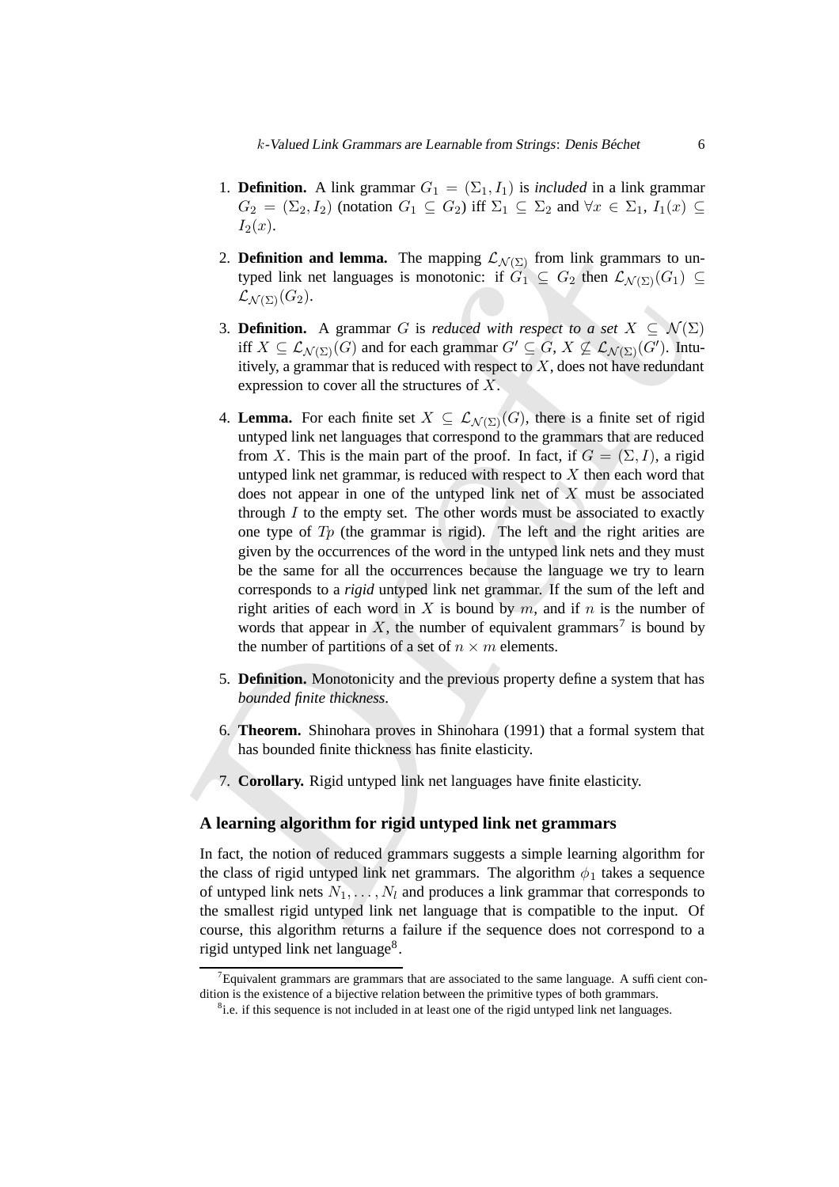1. **Definition.** A link grammar $G_1 = (\Sigma_1, I_1)$ is *included* in a link grammar $G_2 = (\Sigma_2, I_2)$ (notation $G_1 \subseteq G_2$) iff $\Sigma_1 \subseteq \Sigma_2$ and $\forall x \in \Sigma_1$, $I_1(x) \subseteq I_2(x)$.

2. **Definition and lemma.** The mapping $\mathcal{L}_{\mathcal{N}(\Sigma)}$ from link grammars to untyped link net languages is monotonic: if $G_1 \subseteq G_2$ then $\mathcal{L}_{\mathcal{N}(\Sigma)}(G_1) \subseteq \mathcal{L}_{\mathcal{N}(\Sigma)}(G_2)$.

3. **Definition.** A grammar $G$ is *reduced with respect to a set* $X \subseteq \mathcal{N}(\Sigma)$ iff $X \subseteq \mathcal{L}_{\mathcal{N}(\Sigma)}(G)$ and for each grammar $G' \subseteq G$, $X \not\subseteq \mathcal{L}_{\mathcal{N}(\Sigma)}(G')$. Intuitively, a grammar that is reduced with respect to $X$, does not have redundant expression to cover all the structures of $X$.

4. **Lemma.** For each finite set $X \subseteq \mathcal{L}_{\mathcal{N}(\Sigma)}(G)$, there is a finite set of rigid untyped link net languages that correspond to the grammars that are reduced from $X$. This is the main part of the proof. In fact, if $G = (\Sigma, I)$, a rigid untyped link net grammar, is reduced with respect to $X$ then each word that does not appear in one of the untyped link net of $X$ must be associated through $I$ to the empty set. The other words must be associated to exactly one type of $Tp$ (the grammar is rigid). The left and the right arities are given by the occurrences of the word in the untyped link nets and they must be the same for all the occurrences because the language we try to learn corresponds to a *rigid* untyped link net grammar. If the sum of the left and right arities of each word in $X$ is bound by $m$, and if $n$ is the number of words that appear in $X$, the number of equivalent grammars[7] is bound by the number of partitions of a set of $n \times m$ elements.

5. **Definition.** Monotonicity and the previous property define a system that has *bounded finite thickness*.

6. **Theorem.** Shinohara proves in Shinohara (1991) that a formal system that has bounded finite thickness has finite elasticity.

7. **Corollary.** Rigid untyped link net languages have finite elasticity.

## A learning algorithm for rigid untyped link net grammars

In fact, the notion of reduced grammars suggests a simple learning algorithm for the class of rigid untyped link net grammars. The algorithm $\phi_1$ takes a sequence of untyped link nets $N_1, \ldots, N_l$ and produces a link grammar that corresponds to the smallest rigid untyped link net language that is compatible to the input. Of course, this algorithm returns a failure if the sequence does not correspond to a rigid untyped link net language[8].

[7] Equivalent grammars are grammars that are associated to the same language. A sufficient condition is the existence of a bijective relation between the primitive types of both grammars.

[8] i.e. if this sequence is not included in at least one of the rigid untyped link net languages.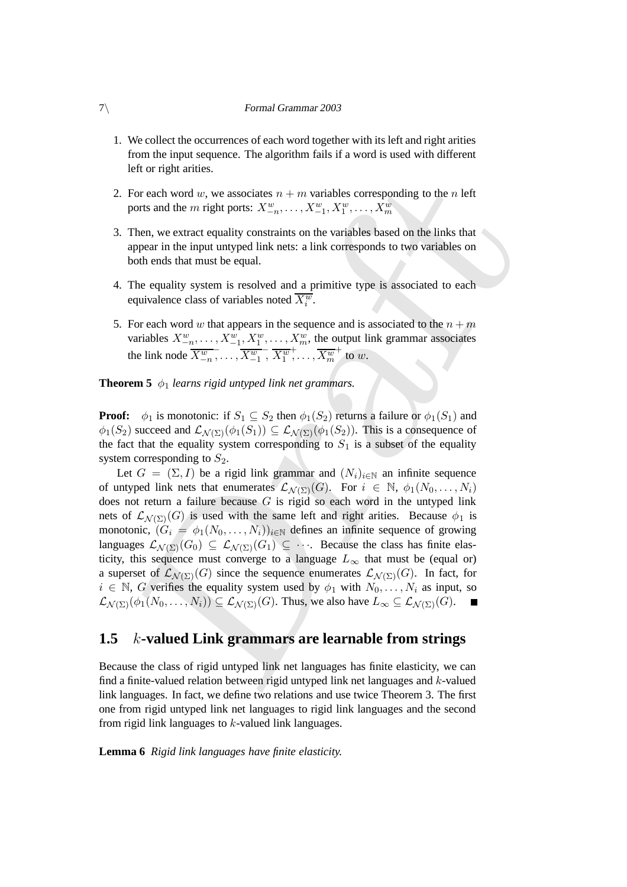1. We collect the occurrences of each word together with its left and right arities from the input sequence. The algorithm fails if a word is used with different left or right arities.

2. For each word $w$, we associates $n + m$ variables corresponding to the $n$ left ports and the $m$ right ports: $X^w_{-n}, \ldots, X^w_{-1}, X^w_1, \ldots, X^w_m$

3. Then, we extract equality constraints on the variables based on the links that appear in the input untyped link nets: a link corresponds to two variables on both ends that must be equal.

4. The equality system is resolved and a primitive type is associated to each equivalence class of variables noted $\overline{X^w_i}$.

5. For each word $w$ that appears in the sequence and is associated to the $n + m$ variables $X^w_{-n}, \ldots, X^w_{-1}, X^w_1, \ldots, X^w_m$, the output link grammar associates the link node $\overline{X^w_{-n}}^-, \ldots, \overline{X^w_{-1}}^-, \overline{X^w_1}^+, \ldots, \overline{X^w_m}^+$ to $w$.

**Theorem 5** *$\phi_1$ learns rigid untyped link net grammars.*

**Proof:** $\phi_1$ is monotonic: if $S_1 \subseteq S_2$ then $\phi_1(S_2)$ returns a failure or $\phi_1(S_1)$ and $\phi_1(S_2)$ succeed and $\mathcal{L}_{\mathcal{N}(\Sigma)}(\phi_1(S_1)) \subseteq \mathcal{L}_{\mathcal{N}(\Sigma)}(\phi_1(S_2))$. This is a consequence of the fact that the equality system corresponding to $S_1$ is a subset of the equality system corresponding to $S_2$.

Let $G = (\Sigma, I)$ be a rigid link grammar and $(N_i)_{i \in \mathbb{N}}$ an infinite sequence of untyped link nets that enumerates $\mathcal{L}_{\mathcal{N}(\Sigma)}(G)$. For $i \in \mathbb{N}$, $\phi_1(N_0, \ldots, N_i)$ does not return a failure because $G$ is rigid so each word in the untyped link nets of $\mathcal{L}_{\mathcal{N}(\Sigma)}(G)$ is used with the same left and right arities. Because $\phi_1$ is monotonic, $(G_i = \phi_1(N_0, \ldots, N_i))_{i \in \mathbb{N}}$ defines an infinite sequence of growing languages $\mathcal{L}_{\mathcal{N}(\Sigma)}(G_0) \subseteq \mathcal{L}_{\mathcal{N}(\Sigma)}(G_1) \subseteq \cdots$. Because the class has finite elasticity, this sequence must converge to a language $L_\infty$ that must be (equal or) a superset of $\mathcal{L}_{\mathcal{N}(\Sigma)}(G)$ since the sequence enumerates $\mathcal{L}_{\mathcal{N}(\Sigma)}(G)$. In fact, for $i \in \mathbb{N}$, $G$ verifies the equality system used by $\phi_1$ with $N_0, \ldots, N_i$ as input, so $\mathcal{L}_{\mathcal{N}(\Sigma)}(\phi_1(N_0, \ldots, N_i)) \subseteq \mathcal{L}_{\mathcal{N}(\Sigma)}(G)$. Thus, we also have $L_\infty \subseteq \mathcal{L}_{\mathcal{N}(\Sigma)}(G)$. ∎

## 1.5 $k$-valued Link grammars are learnable from strings

Because the class of rigid untyped link net languages has finite elasticity, we can find a finite-valued relation between rigid untyped link net languages and $k$-valued link languages. In fact, we define two relations and use twice Theorem 3. The first one from rigid untyped link net languages to rigid link languages and the second from rigid link languages to $k$-valued link languages.

**Lemma 6** *Rigid link languages have finite elasticity.*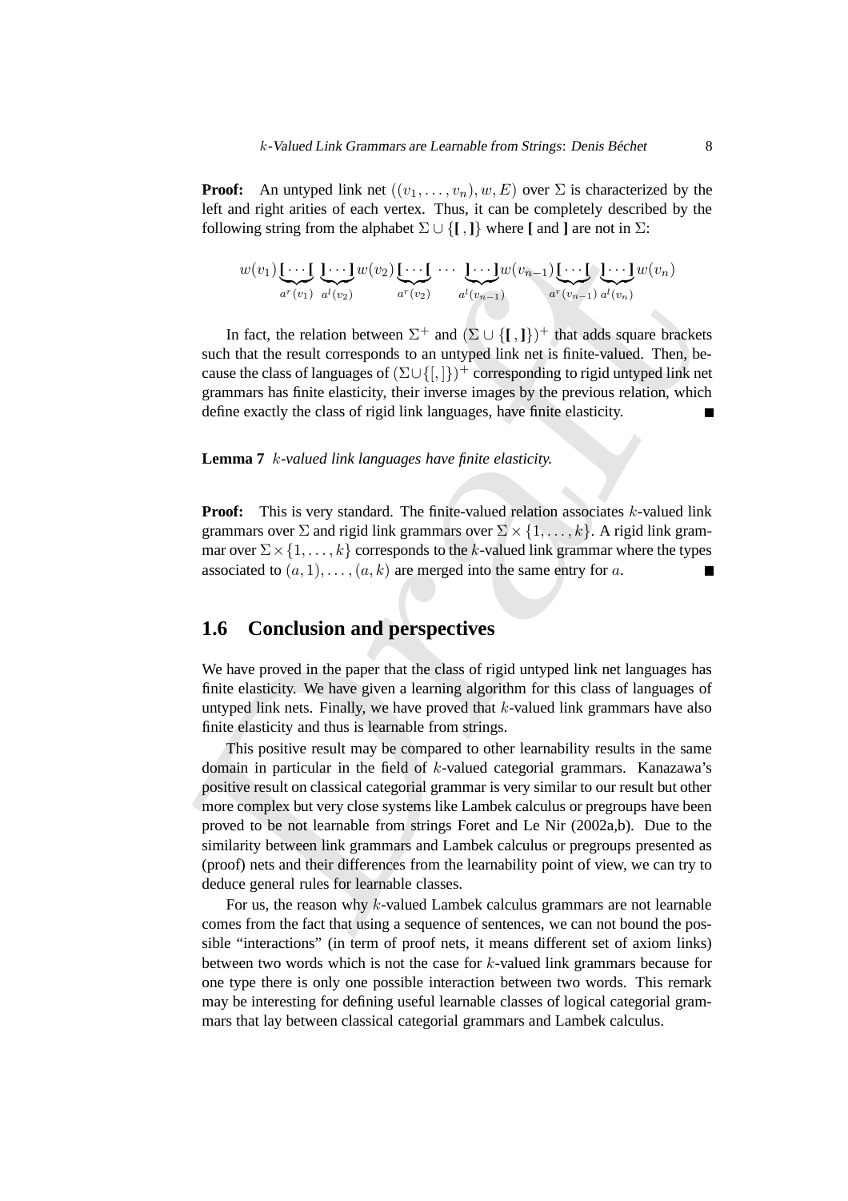**Proof:** An untyped link net $((v_1, \ldots, v_n), w, E)$ over $\Sigma$ is characterized by the left and right arities of each vertex. Thus, it can be completely described by the following string from the alphabet $\Sigma \cup \{[\,,]\}$ where [ and ] are not in $\Sigma$:

$$w(v_1)\underbrace{[\cdots[}_{a^r(v_1)}\ \underbrace{]\cdots]}_{a^l(v_2)}w(v_2)\underbrace{[\cdots[}_{a^r(v_2)}\ \cdots\ \underbrace{]\cdots]}_{a^l(v_{n-1})}w(v_{n-1})\underbrace{[\cdots[}_{a^r(v_{n-1})}\ \underbrace{]\cdots]}_{a^l(v_n)}w(v_n)$$

In fact, the relation between $\Sigma^+$ and $(\Sigma \cup \{[\,,]\})^+$ that adds square brackets such that the result corresponds to an untyped link net is finite-valued. Then, because the class of languages of $(\Sigma \cup \{[,]\})^+$ corresponding to rigid untyped link net grammars has finite elasticity, their inverse images by the previous relation, which define exactly the class of rigid link languages, have finite elasticity. ∎

**Lemma 7** *$k$-valued link languages have finite elasticity.*

**Proof:** This is very standard. The finite-valued relation associates $k$-valued link grammars over $\Sigma$ and rigid link grammars over $\Sigma \times \{1, \ldots, k\}$. A rigid link grammar over $\Sigma \times \{1, \ldots, k\}$ corresponds to the $k$-valued link grammar where the types associated to $(a, 1), \ldots, (a, k)$ are merged into the same entry for $a$. ∎

## 1.6 Conclusion and perspectives

We have proved in the paper that the class of rigid untyped link net languages has finite elasticity. We have given a learning algorithm for this class of languages of untyped link nets. Finally, we have proved that $k$-valued link grammars have also finite elasticity and thus is learnable from strings.

This positive result may be compared to other learnability results in the same domain in particular in the field of $k$-valued categorial grammars. Kanazawa's positive result on classical categorial grammar is very similar to our result but other more complex but very close systems like Lambek calculus or pregroups have been proved to be not learnable from strings Foret and Le Nir (2002a,b). Due to the similarity between link grammars and Lambek calculus or pregroups presented as (proof) nets and their differences from the learnability point of view, we can try to deduce general rules for learnable classes.

For us, the reason why $k$-valued Lambek calculus grammars are not learnable comes from the fact that using a sequence of sentences, we can not bound the possible "interactions" (in term of proof nets, it means different set of axiom links) between two words which is not the case for $k$-valued link grammars because for one type there is only one possible interaction between two words. This remark may be interesting for defining useful learnable classes of logical categorial grammars that lay between classical categorial grammars and Lambek calculus.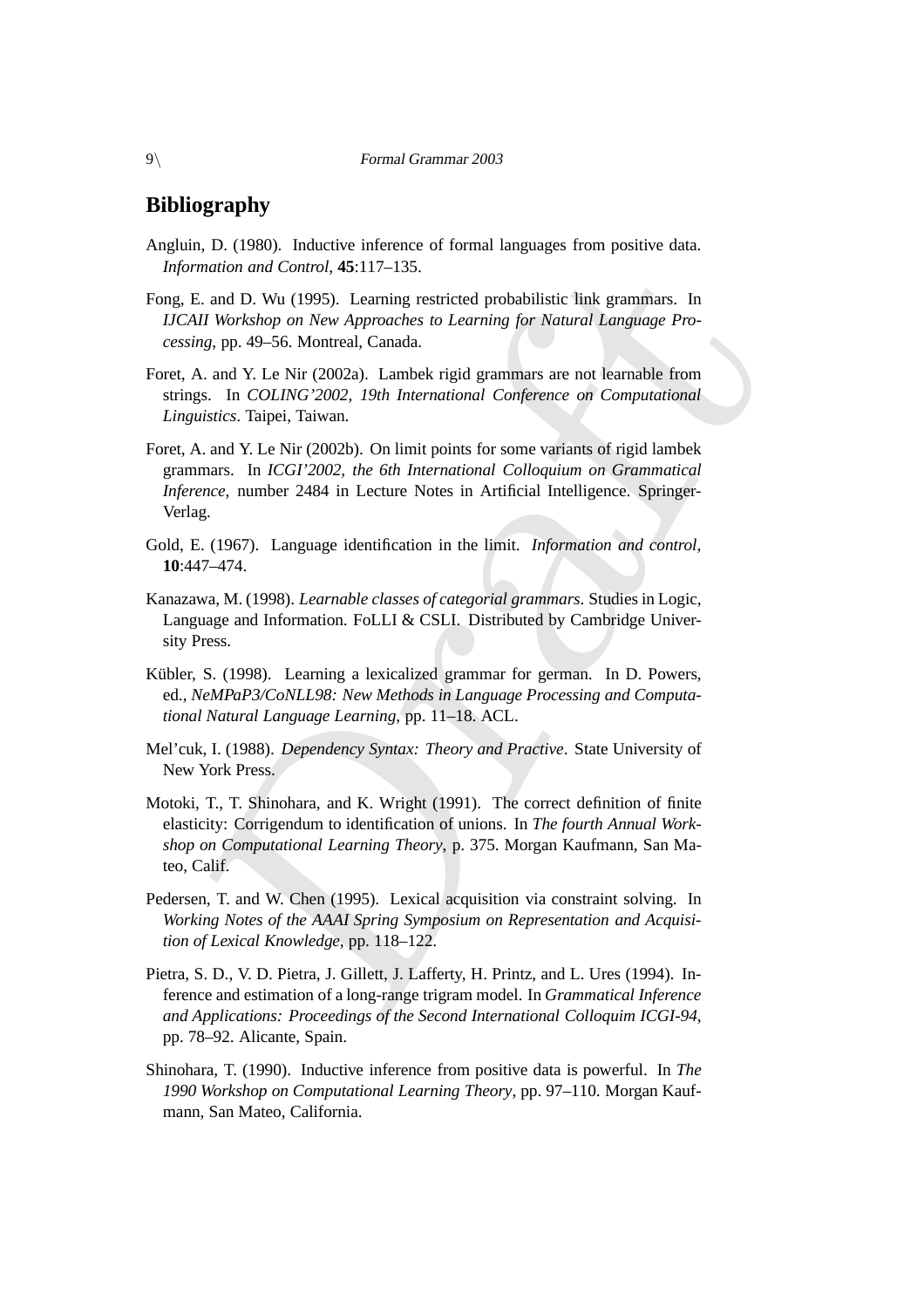## Bibliography

Angluin, D. (1980). Inductive inference of formal languages from positive data. *Information and Control*, **45**:117–135.

Fong, E. and D. Wu (1995). Learning restricted probabilistic link grammars. In *IJCAII Workshop on New Approaches to Learning for Natural Language Processing*, pp. 49–56. Montreal, Canada.

Foret, A. and Y. Le Nir (2002a). Lambek rigid grammars are not learnable from strings. In *COLING'2002, 19th International Conference on Computational Linguistics*. Taipei, Taiwan.

Foret, A. and Y. Le Nir (2002b). On limit points for some variants of rigid lambek grammars. In *ICGI'2002, the 6th International Colloquium on Grammatical Inference*, number 2484 in Lecture Notes in Artificial Intelligence. Springer-Verlag.

Gold, E. (1967). Language identification in the limit. *Information and control*, **10**:447–474.

Kanazawa, M. (1998). *Learnable classes of categorial grammars*. Studies in Logic, Language and Information. FoLLI & CSLI. Distributed by Cambridge University Press.

Kübler, S. (1998). Learning a lexicalized grammar for german. In D. Powers, ed., *NeMPaP3/CoNLL98: New Methods in Language Processing and Computational Natural Language Learning*, pp. 11–18. ACL.

Mel'cuk, I. (1988). *Dependency Syntax: Theory and Practive*. State University of New York Press.

Motoki, T., T. Shinohara, and K. Wright (1991). The correct definition of finite elasticity: Corrigendum to identification of unions. In *The fourth Annual Workshop on Computational Learning Theory*, p. 375. Morgan Kaufmann, San Mateo, Calif.

Pedersen, T. and W. Chen (1995). Lexical acquisition via constraint solving. In *Working Notes of the AAAI Spring Symposium on Representation and Acquisition of Lexical Knowledge*, pp. 118–122.

Pietra, S. D., V. D. Pietra, J. Gillett, J. Lafferty, H. Printz, and L. Ures (1994). Inference and estimation of a long-range trigram model. In *Grammatical Inference and Applications: Proceedings of the Second International Colloquim ICGI-94*, pp. 78–92. Alicante, Spain.

Shinohara, T. (1990). Inductive inference from positive data is powerful. In *The 1990 Workshop on Computational Learning Theory*, pp. 97–110. Morgan Kaufmann, San Mateo, California.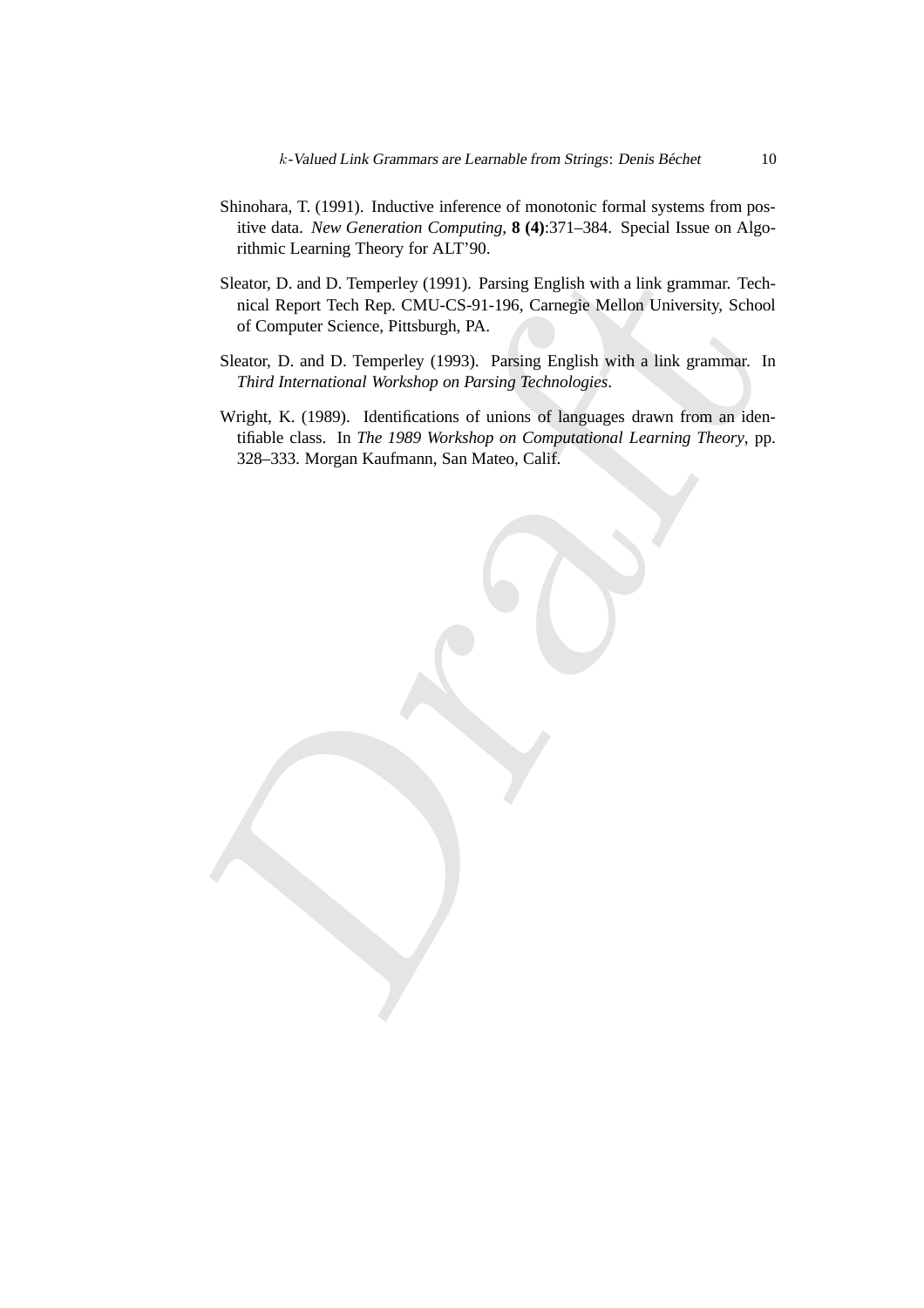Shinohara, T. (1991). Inductive inference of monotonic formal systems from positive data. *New Generation Computing*, **8 (4)**:371–384. Special Issue on Algorithmic Learning Theory for ALT'90.

Sleator, D. and D. Temperley (1991). Parsing English with a link grammar. Technical Report Tech Rep. CMU-CS-91-196, Carnegie Mellon University, School of Computer Science, Pittsburgh, PA.

Sleator, D. and D. Temperley (1993). Parsing English with a link grammar. In *Third International Workshop on Parsing Technologies*.

Wright, K. (1989). Identifications of unions of languages drawn from an identifiable class. In *The 1989 Workshop on Computational Learning Theory*, pp. 328–333. Morgan Kaufmann, San Mateo, Calif.